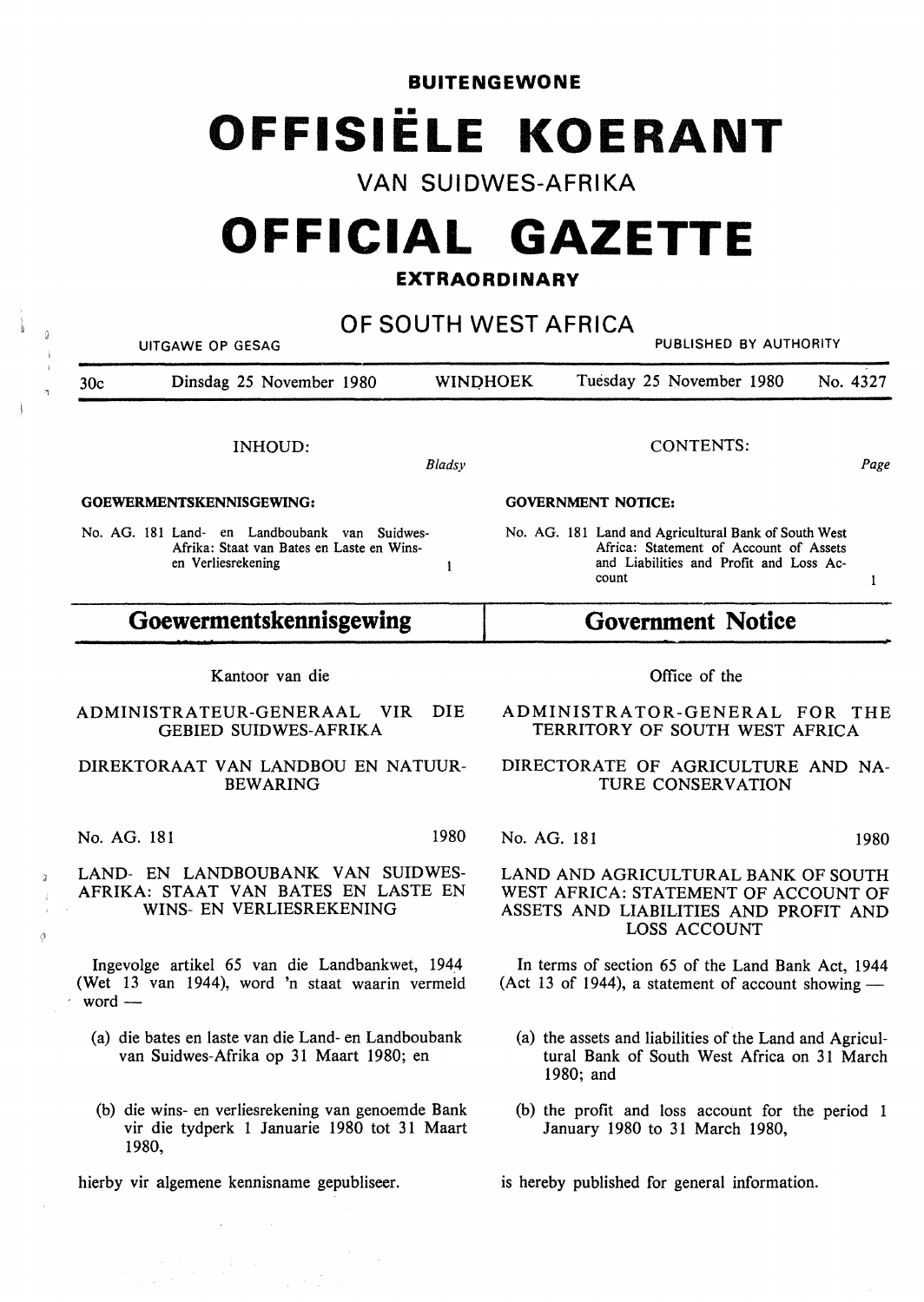**BUITENGEWONE**

# OFFISIËLE KOERANT

VAN SUIDWES-AFRIKA

# OFFICIAL GAZETTE

**EXTRAORDINARY**

OF SOUTH WEST AFRICA

UITGAWE OP GESAG — PUBLISHED BY AUTHORITY

30c — Dinsdag 25 November 1980 — WINDHOEK — Tuesday 25 November 1980 — No. 4327

| INHOUD: | *Bladsy* | CONTENTS: | *Page* |
|---|---|---|---|
| **GOEWERMENTSKENNISGEWING:** | | **GOVERNMENT NOTICE:** | |
| No. AG. 181 Land- en Landboubank van Suidwes-Afrika: Staat van Bates en Laste en Wins- en Verliesrekening | 1 | No. AG. 181 Land and Agricultural Bank of South West Africa: Statement of Account of Assets and Liabilities and Profit and Loss Account | 1 |

## Goewermentskennisgewing

Kantoor van die

ADMINISTRATEUR-GENERAAL VIR DIE GEBIED SUIDWES-AFRIKA

DIREKTORAAT VAN LANDBOU EN NATUURBEWARING

No. AG. 181 — 1980

LAND- EN LANDBOUBANK VAN SUIDWES-AFRIKA: STAAT VAN BATES EN LASTE EN WINS- EN VERLIESREKENING

Ingevolge artikel 65 van die Landbankwet, 1944 (Wet 13 van 1944), word 'n staat waarin vermeld word —

(a) die bates en laste van die Land- en Landboubank van Suidwes-Afrika op 31 Maart 1980; en

(b) die wins- en verliesrekening van genoemde Bank vir die tydperk 1 Januarie 1980 tot 31 Maart 1980,

hierby vir algemene kennisname gepubliseer.

## Government Notice

Office of the

ADMINISTRATOR-GENERAL FOR THE TERRITORY OF SOUTH WEST AFRICA

DIRECTORATE OF AGRICULTURE AND NATURE CONSERVATION

No. AG. 181 — 1980

LAND AND AGRICULTURAL BANK OF SOUTH WEST AFRICA: STATEMENT OF ACCOUNT OF ASSETS AND LIABILITIES AND PROFIT AND LOSS ACCOUNT

In terms of section 65 of the Land Bank Act, 1944 (Act 13 of 1944), a statement of account showing —

(a) the assets and liabilities of the Land and Agricultural Bank of South West Africa on 31 March 1980; and

(b) the profit and loss account for the period 1 January 1980 to 31 March 1980,

is hereby published for general information.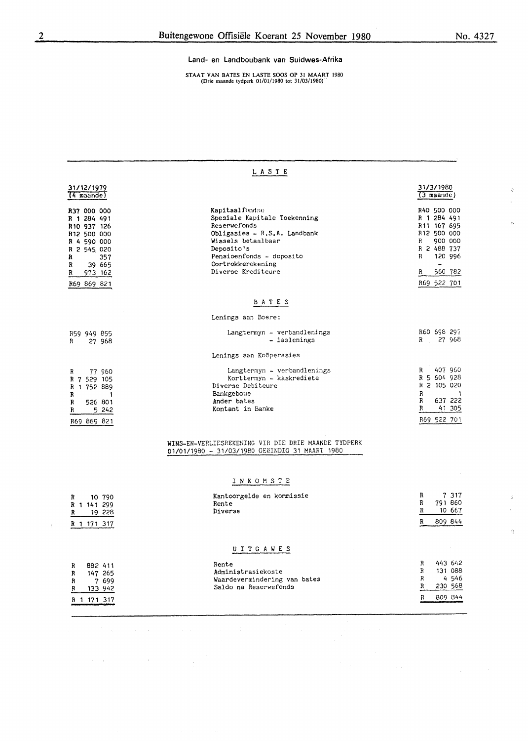## Land- en Landboubank van Suidwes-Afrika

STAAT VAN BATES EN LASTE SOOS OP 31 MAART 1980
(Drie maande tydperk 01/01/1980 tot 31/03/1980)

### LASTE

| 31/12/1979 (4 maande) | | 31/3/1980 (3 maande) |
|---|---|---|
| R37 000 000 | Kapitaalfondse | R40 500 000 |
| R 1 284 491 | Spesiale Kapitale Toekenning | R 1 284 491 |
| R10 937 126 | Reserwefonds | R11 167 695 |
| R12 500 000 | Obligasies - R.S.A. Landbank | R12 500 000 |
| R 4 590 000 | Wissels betaalbaar | R 900 000 |
| R 2 545 020 | Deposito's | R 2 488 737 |
| R 357 | Pensioenfonds - deposito | R 120 996 |
| R 39 665 | Oortrokkerekening | - |
| R 973 162 | Diverse Krediteure | R 560 782 |
| R69 869 821 | | R69 522 701 |

### BATES

| 31/12/1979 | | 31/3/1980 |
|---|---|---|
| | Lenings aan Boere: | |
| R59 949 855 | Langtermyn - verbandlenings | R60 698 297 |
| R 27 968 | - laslenings | R 27 968 |
| | Lenings aan Koöperasies | |
| R 77 960 | Langtermyn - verbandlenings | R 407 960 |
| R 7 529 105 | Korttermyn - kaskrediete | R 5 604 928 |
| R 1 752 889 | Diverse Debiteure | R 2 105 020 |
| R 1 | Bankgeboue | R 1 |
| R 526 801 | Ander bates | R 637 222 |
| R 5 242 | Kontant in Banke | R 41 305 |
| R69 869 821 | | R69 522 701 |

### WINS-EN-VERLIESREKENING VIR DIE DRIE MAANDE TYDPERK 01/01/1980 - 31/03/1980 GEëINDIG 31 MAART 1980

#### INKOMSTE

| 31/12/1979 | | 31/3/1980 |
|---|---|---|
| R 10 790 | Kantoorgelde en kommissie | R 7 317 |
| R 1 141 299 | Rente | R 791 860 |
| R 19 228 | Diverse | R 10 667 |
| R 1 171 317 | | R 809 844 |

#### UITGAWES

| 31/12/1979 | | 31/3/1980 |
|---|---|---|
| R 882 411 | Rente | R 443 642 |
| R 147 265 | Administrasiekoste | R 131 088 |
| R 7 699 | Waardevermindering van bates | R 4 546 |
| R 133 942 | Saldo na Reserwefonds | R 230 568 |
| R 1 171 317 | | R 809 844 |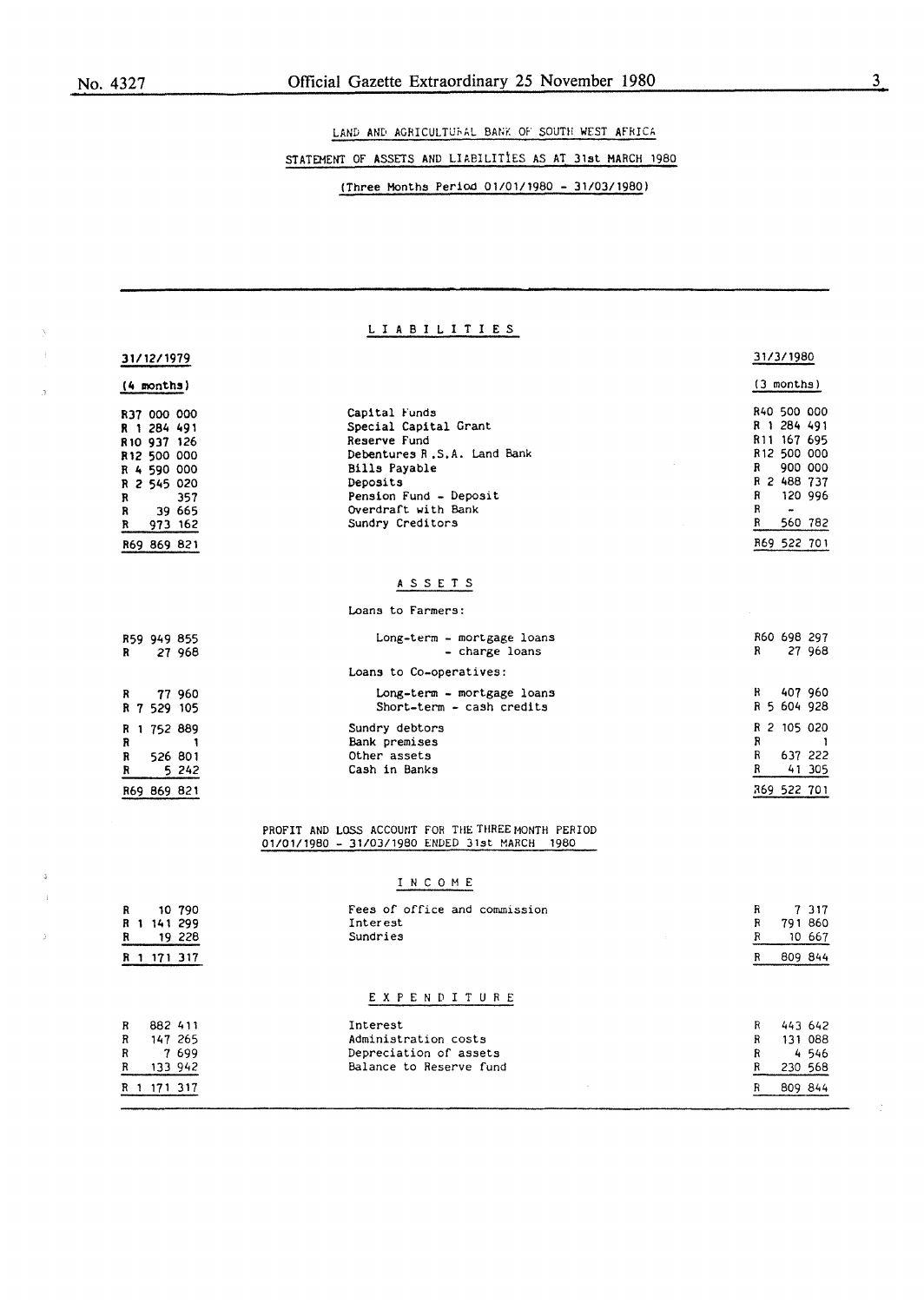LAND AND AGRICULTURAL BANK OF SOUTH WEST AFRICA

STATEMENT OF ASSETS AND LIABILITIES AS AT 31st MARCH 1980

(Three Months Period 01/01/1980 - 31/03/1980)

## LIABILITIES

| 31/12/1979 (4 months) | | 31/3/1980 (3 months) |
|---|---|---|
| R37 000 000 | Capital Funds | R40 500 000 |
| R 1 284 491 | Special Capital Grant | R 1 284 491 |
| R10 937 126 | Reserve Fund | R11 167 695 |
| R12 500 000 | Debentures R.S.A. Land Bank | R12 500 000 |
| R 4 590 000 | Bills Payable | R 900 000 |
| R 2 545 020 | Deposits | R 2 488 737 |
| R 357 | Pension Fund - Deposit | R 120 996 |
| R 39 665 | Overdraft with Bank | R - |
| R 973 162 | Sundry Creditors | R 560 782 |
| R69 869 821 | | R69 522 701 |

## ASSETS

| 31/12/1979 (4 months) | | 31/3/1980 (3 months) |
|---|---|---|
| | Loans to Farmers: | |
| R59 949 855 | Long-term - mortgage loans | R60 698 297 |
| R 27 968 | - charge loans | R 27 968 |
| | Loans to Co-operatives: | |
| R 77 960 | Long-term - mortgage loans | R 407 960 |
| R 7 529 105 | Short-term - cash credits | R 5 604 928 |
| R 1 752 889 | Sundry debtors | R 2 105 020 |
| R 1 | Bank premises | R 1 |
| R 526 801 | Other assets | R 637 222 |
| R 5 242 | Cash in Banks | R 41 305 |
| R69 869 821 | | R69 522 701 |

PROFIT AND LOSS ACCOUNT FOR THE THREE MONTH PERIOD 01/01/1980 - 31/03/1980 ENDED 31st MARCH 1980

## INCOME

| 31/12/1979 (4 months) | | 31/3/1980 (3 months) |
|---|---|---|
| R 10 790 | Fees of office and commission | R 7 317 |
| R 1 141 299 | Interest | R 791 860 |
| R 19 228 | Sundries | R 10 667 |
| R 1 171 317 | | R 809 844 |

## EXPENDITURE

| 31/12/1979 (4 months) | | 31/3/1980 (3 months) |
|---|---|---|
| R 882 411 | Interest | R 443 642 |
| R 147 265 | Administration costs | R 131 088 |
| R 7 699 | Depreciation of assets | R 4 546 |
| R 133 942 | Balance to Reserve fund | R 230 568 |
| R 1 171 317 | | R 809 844 |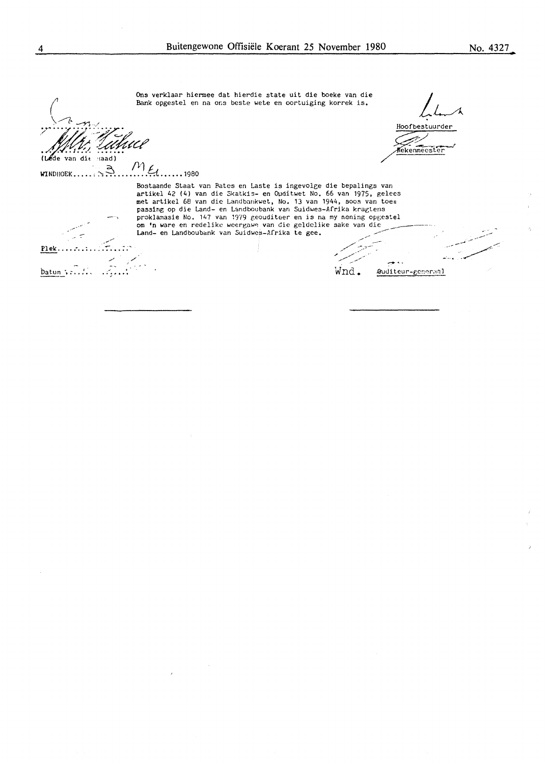Ons verklaar hiermee dat hierdie state uit die boeke van die Bank opgestel en na ons beste wete en oortuiging korrek is.

(Lede van die Raad)

Hoofbestuurder

Rekenmeester

WINDHOEK ........3 Mei........ 1980

Bostaande Staat van Bates en Laste is ingevolge die bepalings van artikel 42 (4) van die Skatkis- en Ouditwet No. 66 van 1975, gelees met artikel 68 van die Landbankwet, No. 13 van 1944, soos van toepassing op die Land- en Landboubank van Suidwes-Afrika kragtens proklamasie No. 147 van 1979 geouditeer en is na my mening opgestel om 'n ware en redelike weergawe van die geldelike sake van die Land- en Landboubank van Suidwes-Afrika te gee.

Plek..................

Datum..................

Wnd. Ouditeur-generaal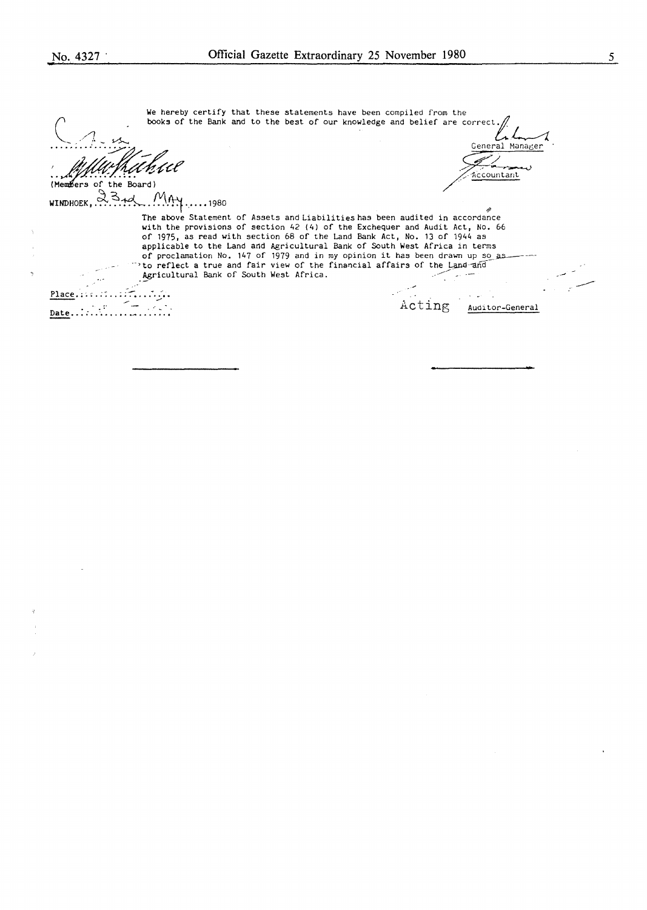We hereby certify that these statements have been compiled from the books of the Bank and to the best of our knowledge and belief are correct.

(Members of the Board)

General Manager

Accountant

WINDHOEK, 23rd MAY 1980

The above Statement of Assets and Liabilities has been audited in accordance with the provisions of section 42 (4) of the Exchequer and Audit Act, No. 66 of 1975, as read with section 68 of the Land Bank Act, No. 13 of 1944 as applicable to the Land and Agricultural Bank of South West Africa in terms of proclamation No. 147 of 1979 and in my opinion it has been drawn up so as to reflect a true and fair view of the financial affairs of the Land and Agricultural Bank of South West Africa.

Place..................

Date..................

Acting Auditor-General